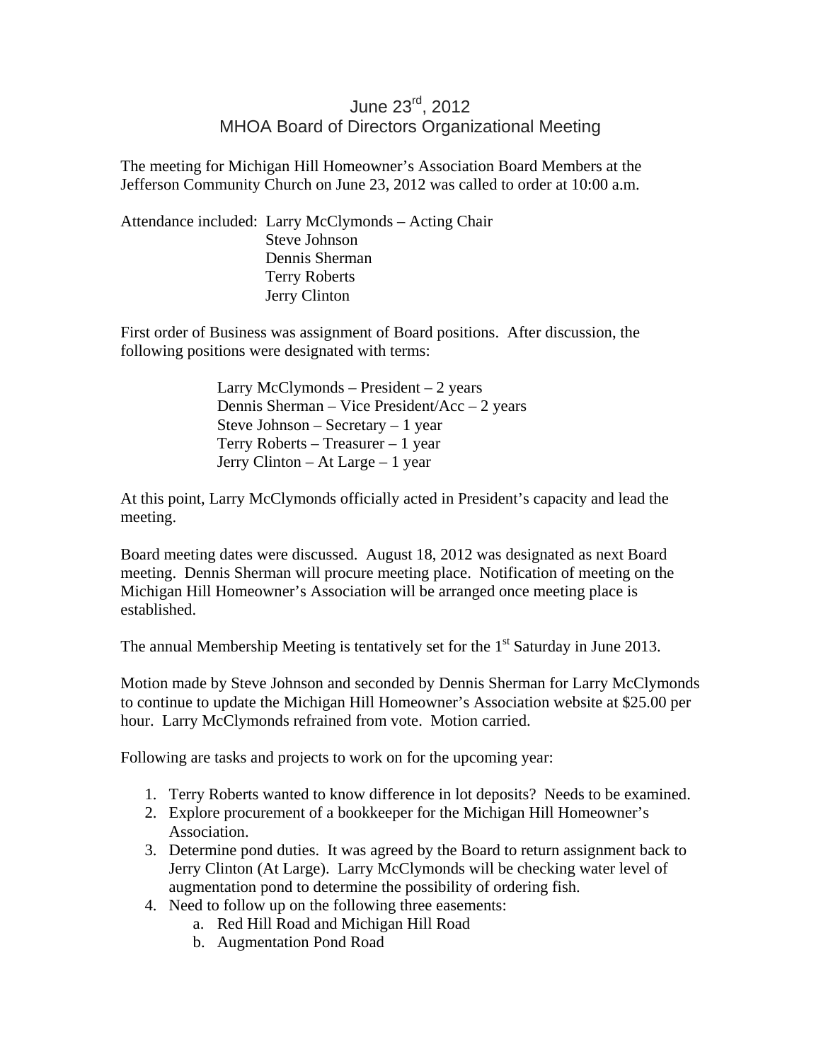# June 23rd, 2012
## MHOA Board of Directors Organizational Meeting

The meeting for Michigan Hill Homeowner's Association Board Members at the Jefferson Community Church on June 23, 2012 was called to order at 10:00 a.m.

Attendance included: Larry McClymonds – Acting Chair
Steve Johnson
Dennis Sherman
Terry Roberts
Jerry Clinton

First order of Business was assignment of Board positions. After discussion, the following positions were designated with terms:

Larry McClymonds – President – 2 years
Dennis Sherman – Vice President/Acc – 2 years
Steve Johnson – Secretary – 1 year
Terry Roberts – Treasurer – 1 year
Jerry Clinton – At Large – 1 year

At this point, Larry McClymonds officially acted in President's capacity and lead the meeting.

Board meeting dates were discussed. August 18, 2012 was designated as next Board meeting. Dennis Sherman will procure meeting place. Notification of meeting on the Michigan Hill Homeowner's Association will be arranged once meeting place is established.

The annual Membership Meeting is tentatively set for the 1st Saturday in June 2013.

Motion made by Steve Johnson and seconded by Dennis Sherman for Larry McClymonds to continue to update the Michigan Hill Homeowner's Association website at $25.00 per hour. Larry McClymonds refrained from vote. Motion carried.

Following are tasks and projects to work on for the upcoming year:

1. Terry Roberts wanted to know difference in lot deposits? Needs to be examined.
2. Explore procurement of a bookkeeper for the Michigan Hill Homeowner's Association.
3. Determine pond duties. It was agreed by the Board to return assignment back to Jerry Clinton (At Large). Larry McClymonds will be checking water level of augmentation pond to determine the possibility of ordering fish.
4. Need to follow up on the following three easements:
    a. Red Hill Road and Michigan Hill Road
    b. Augmentation Pond Road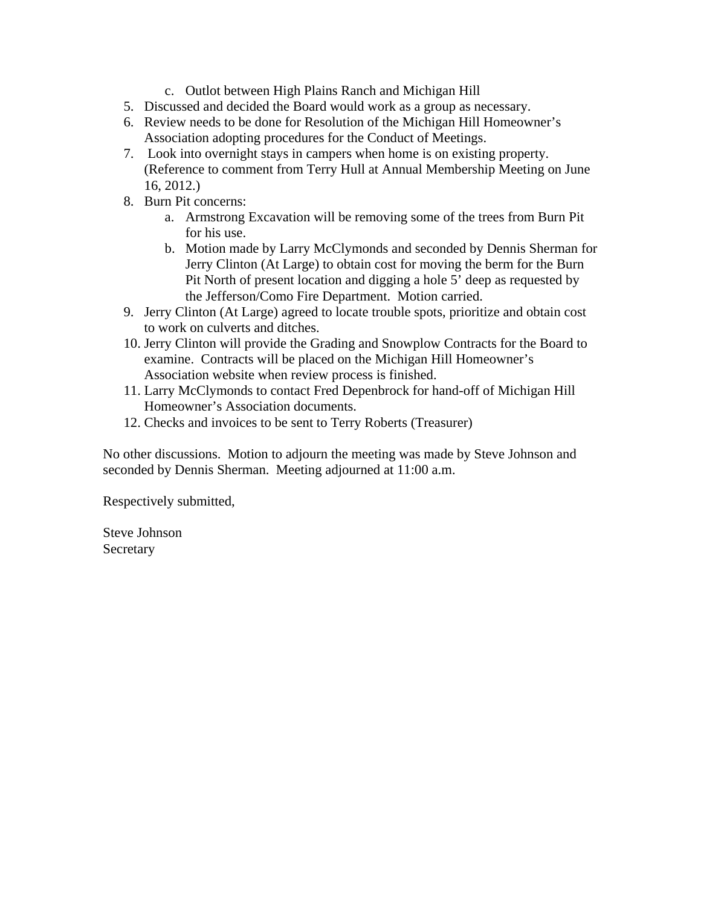c. Outlot between High Plains Ranch and Michigan Hill

5. Discussed and decided the Board would work as a group as necessary.
6. Review needs to be done for Resolution of the Michigan Hill Homeowner's Association adopting procedures for the Conduct of Meetings.
7. Look into overnight stays in campers when home is on existing property. (Reference to comment from Terry Hull at Annual Membership Meeting on June 16, 2012.)
8. Burn Pit concerns:
    a. Armstrong Excavation will be removing some of the trees from Burn Pit for his use.
    b. Motion made by Larry McClymonds and seconded by Dennis Sherman for Jerry Clinton (At Large) to obtain cost for moving the berm for the Burn Pit North of present location and digging a hole 5' deep as requested by the Jefferson/Como Fire Department. Motion carried.
9. Jerry Clinton (At Large) agreed to locate trouble spots, prioritize and obtain cost to work on culverts and ditches.
10. Jerry Clinton will provide the Grading and Snowplow Contracts for the Board to examine. Contracts will be placed on the Michigan Hill Homeowner's Association website when review process is finished.
11. Larry McClymonds to contact Fred Depenbrock for hand-off of Michigan Hill Homeowner's Association documents.
12. Checks and invoices to be sent to Terry Roberts (Treasurer)

No other discussions. Motion to adjourn the meeting was made by Steve Johnson and seconded by Dennis Sherman. Meeting adjourned at 11:00 a.m.

Respectively submitted,

Steve Johnson
Secretary